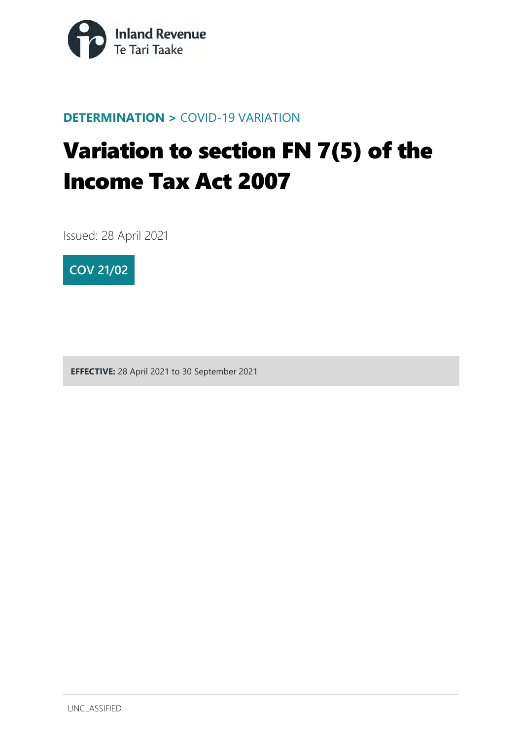Inland Revenue
Te Tari Taake

**DETERMINATION >** COVID-19 VARIATION

# Variation to section FN 7(5) of the Income Tax Act 2007

Issued: 28 April 2021

**COV 21/02**

**EFFECTIVE:** 28 April 2021 to 30 September 2021

UNCLASSIFIED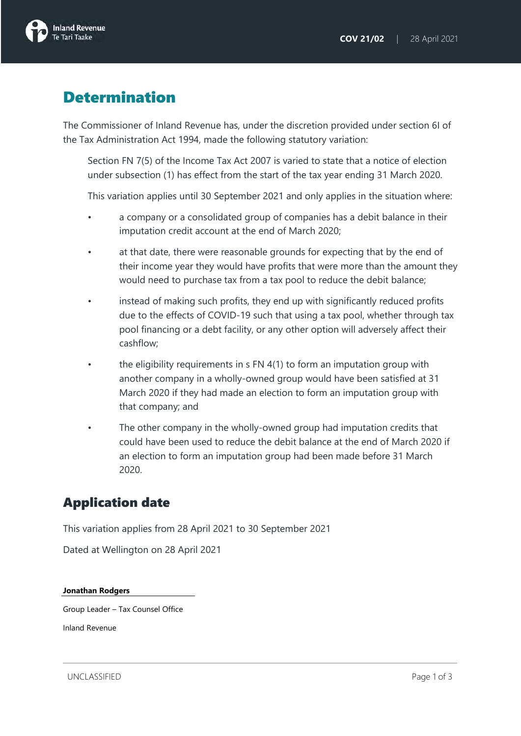# Determination

The Commissioner of Inland Revenue has, under the discretion provided under section 6I of the Tax Administration Act 1994, made the following statutory variation:

> Section FN 7(5) of the Income Tax Act 2007 is varied to state that a notice of election under subsection (1) has effect from the start of the tax year ending 31 March 2020.
>
> This variation applies until 30 September 2021 and only applies in the situation where:
>
> - a company or a consolidated group of companies has a debit balance in their imputation credit account at the end of March 2020;
> - at that date, there were reasonable grounds for expecting that by the end of their income year they would have profits that were more than the amount they would need to purchase tax from a tax pool to reduce the debit balance;
> - instead of making such profits, they end up with significantly reduced profits due to the effects of COVID-19 such that using a tax pool, whether through tax pool financing or a debt facility, or any other option will adversely affect their cashflow;
> - the eligibility requirements in s FN 4(1) to form an imputation group with another company in a wholly-owned group would have been satisfied at 31 March 2020 if they had made an election to form an imputation group with that company; and
> - The other company in the wholly-owned group had imputation credits that could have been used to reduce the debit balance at the end of March 2020 if an election to form an imputation group had been made before 31 March 2020.

# Application date

This variation applies from 28 April 2021 to 30 September 2021

Dated at Wellington on 28 April 2021

**Jonathan Rodgers**

Group Leader – Tax Counsel Office

Inland Revenue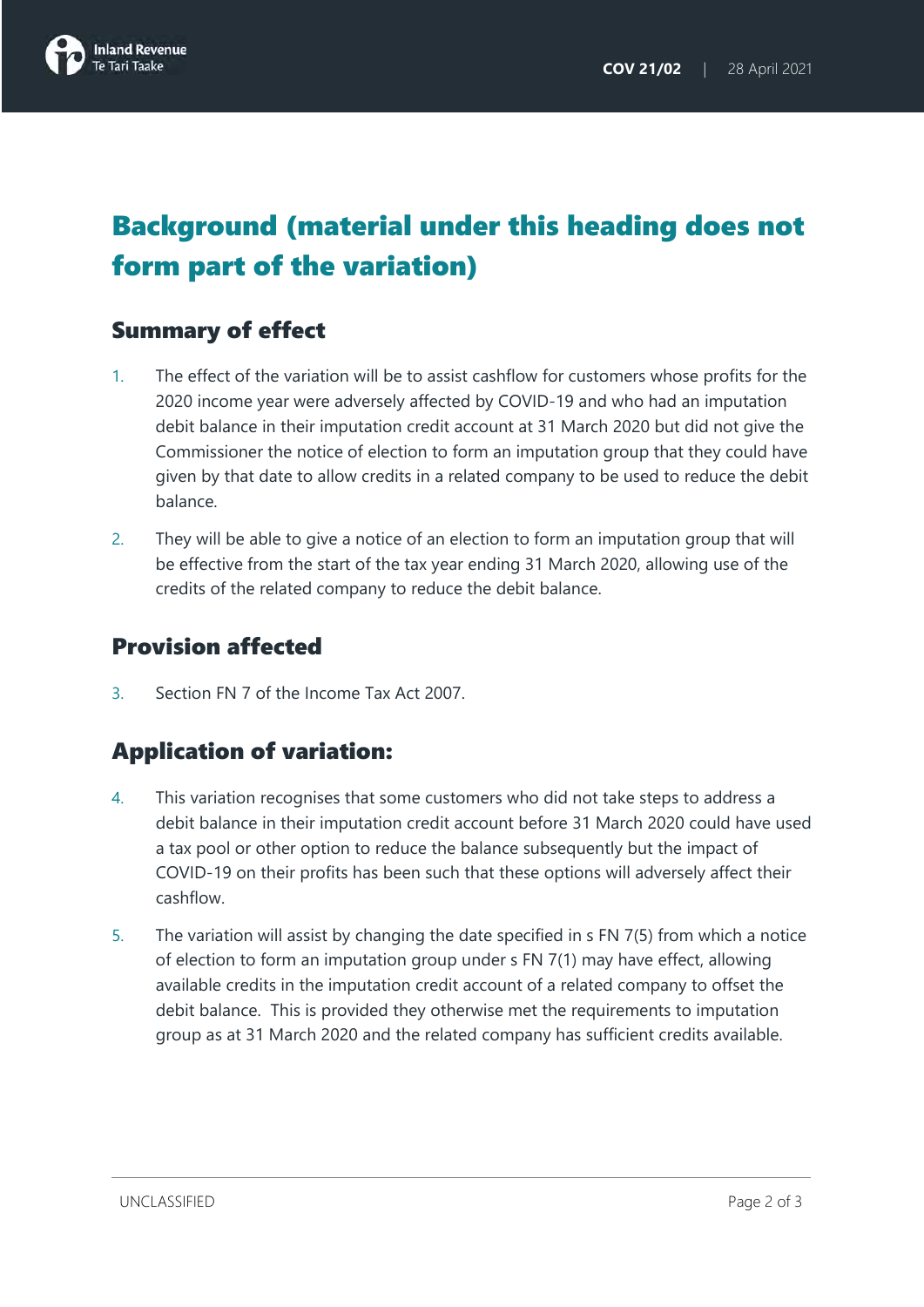# Background (material under this heading does not form part of the variation)

## Summary of effect

1. The effect of the variation will be to assist cashflow for customers whose profits for the 2020 income year were adversely affected by COVID-19 and who had an imputation debit balance in their imputation credit account at 31 March 2020 but did not give the Commissioner the notice of election to form an imputation group that they could have given by that date to allow credits in a related company to be used to reduce the debit balance.
2. They will be able to give a notice of an election to form an imputation group that will be effective from the start of the tax year ending 31 March 2020, allowing use of the credits of the related company to reduce the debit balance.

## Provision affected

3. Section FN 7 of the Income Tax Act 2007.

## Application of variation:

4. This variation recognises that some customers who did not take steps to address a debit balance in their imputation credit account before 31 March 2020 could have used a tax pool or other option to reduce the balance subsequently but the impact of COVID-19 on their profits has been such that these options will adversely affect their cashflow.
5. The variation will assist by changing the date specified in s FN 7(5) from which a notice of election to form an imputation group under s FN 7(1) may have effect, allowing available credits in the imputation credit account of a related company to offset the debit balance. This is provided they otherwise met the requirements to imputation group as at 31 March 2020 and the related company has sufficient credits available.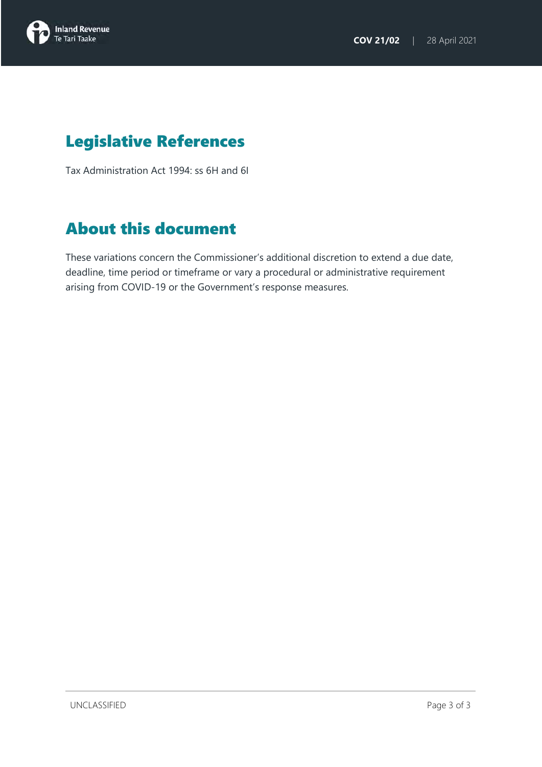## Legislative References

Tax Administration Act 1994: ss 6H and 6I

## About this document

These variations concern the Commissioner's additional discretion to extend a due date, deadline, time period or timeframe or vary a procedural or administrative requirement arising from COVID-19 or the Government's response measures.